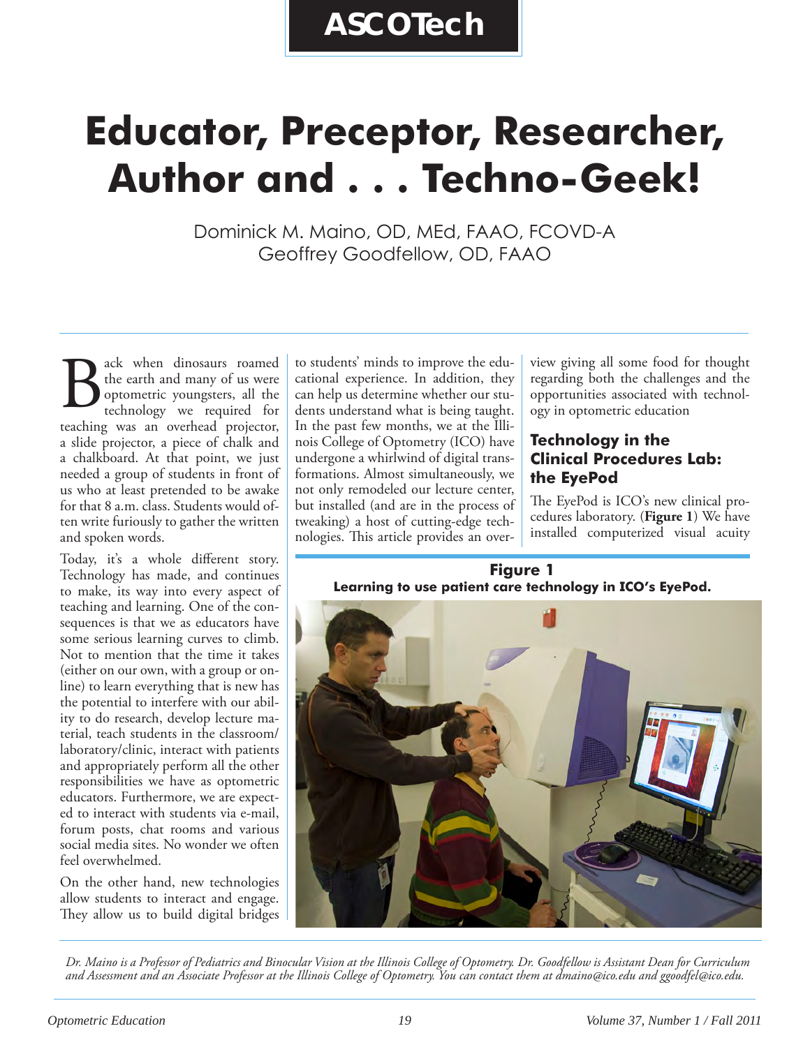ASCOTech

# Educator, Preceptor, Researcher, Author and . . . Techno-Geek!

Dominick M. Maino, OD, MEd, FAAO, FCOVD-A
Geoffrey Goodfellow, OD, FAAO

Back when dinosaurs roamed the earth and many of us were optometric youngsters, all the technology we required for teaching was an overhead projector, a slide projector, a piece of chalk and a chalkboard. At that point, we just needed a group of students in front of us who at least pretended to be awake for that 8 a.m. class. Students would often write furiously to gather the written and spoken words.

Today, it's a whole different story. Technology has made, and continues to make, its way into every aspect of teaching and learning. One of the consequences is that we as educators have some serious learning curves to climb. Not to mention that the time it takes (either on our own, with a group or online) to learn everything that is new has the potential to interfere with our ability to do research, develop lecture material, teach students in the classroom/laboratory/clinic, interact with patients and appropriately perform all the other responsibilities we have as optometric educators. Furthermore, we are expected to interact with students via e-mail, forum posts, chat rooms and various social media sites. No wonder we often feel overwhelmed.

On the other hand, new technologies allow students to interact and engage. They allow us to build digital bridges to students' minds to improve the educational experience. In addition, they can help us determine whether our students understand what is being taught. In the past few months, we at the Illinois College of Optometry (ICO) have undergone a whirlwind of digital transformations. Almost simultaneously, we not only remodeled our lecture center, but installed (and are in the process of tweaking) a host of cutting-edge technologies. This article provides an overview giving all some food for thought regarding both the challenges and the opportunities associated with technology in optometric education

## Technology in the Clinical Procedures Lab: the EyePod

The EyePod is ICO's new clinical procedures laboratory. (**Figure 1**) We have installed computerized visual acuity

**Figure 1**
**Learning to use patient care technology in ICO's EyePod.**

*Dr. Maino is a Professor of Pediatrics and Binocular Vision at the Illinois College of Optometry. Dr. Goodfellow is Assistant Dean for Curriculum and Assessment and an Associate Professor at the Illinois College of Optometry. You can contact them at dmaino@ico.edu and ggoodfel@ico.edu.*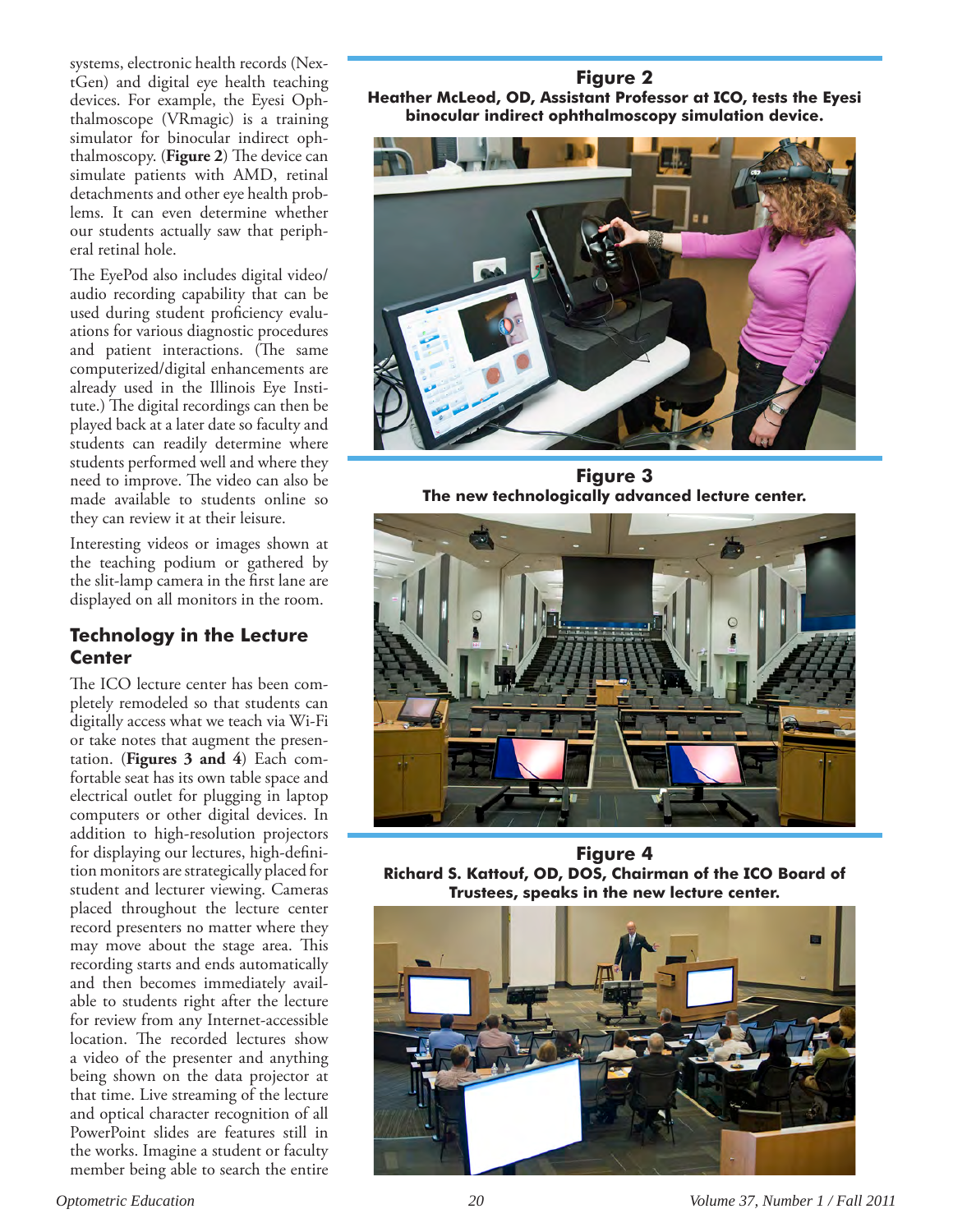systems, electronic health records (NextGen) and digital eye health teaching devices. For example, the Eyesi Ophthalmoscope (VRmagic) is a training simulator for binocular indirect ophthalmoscopy. (**Figure 2**) The device can simulate patients with AMD, retinal detachments and other eye health problems. It can even determine whether our students actually saw that peripheral retinal hole.

The EyePod also includes digital video/audio recording capability that can be used during student proficiency evaluations for various diagnostic procedures and patient interactions. (The same computerized/digital enhancements are already used in the Illinois Eye Institute.) The digital recordings can then be played back at a later date so faculty and students can readily determine where students performed well and where they need to improve. The video can also be made available to students online so they can review it at their leisure.

Interesting videos or images shown at the teaching podium or gathered by the slit-lamp camera in the first lane are displayed on all monitors in the room.

## Technology in the Lecture Center

The ICO lecture center has been completely remodeled so that students can digitally access what we teach via Wi-Fi or take notes that augment the presentation. (**Figures 3 and 4**) Each comfortable seat has its own table space and electrical outlet for plugging in laptop computers or other digital devices. In addition to high-resolution projectors for displaying our lectures, high-definition monitors are strategically placed for student and lecturer viewing. Cameras placed throughout the lecture center record presenters no matter where they may move about the stage area. This recording starts and ends automatically and then becomes immediately available to students right after the lecture for review from any Internet-accessible location. The recorded lectures show a video of the presenter and anything being shown on the data projector at that time. Live streaming of the lecture and optical character recognition of all PowerPoint slides are features still in the works. Imagine a student or faculty member being able to search the entire

**Figure 2**
**Heather McLeod, OD, Assistant Professor at ICO, tests the Eyesi binocular indirect ophthalmoscopy simulation device.**

**Figure 3**
**The new technologically advanced lecture center.**

**Figure 4**
**Richard S. Kattouf, OD, DOS, Chairman of the ICO Board of Trustees, speaks in the new lecture center.**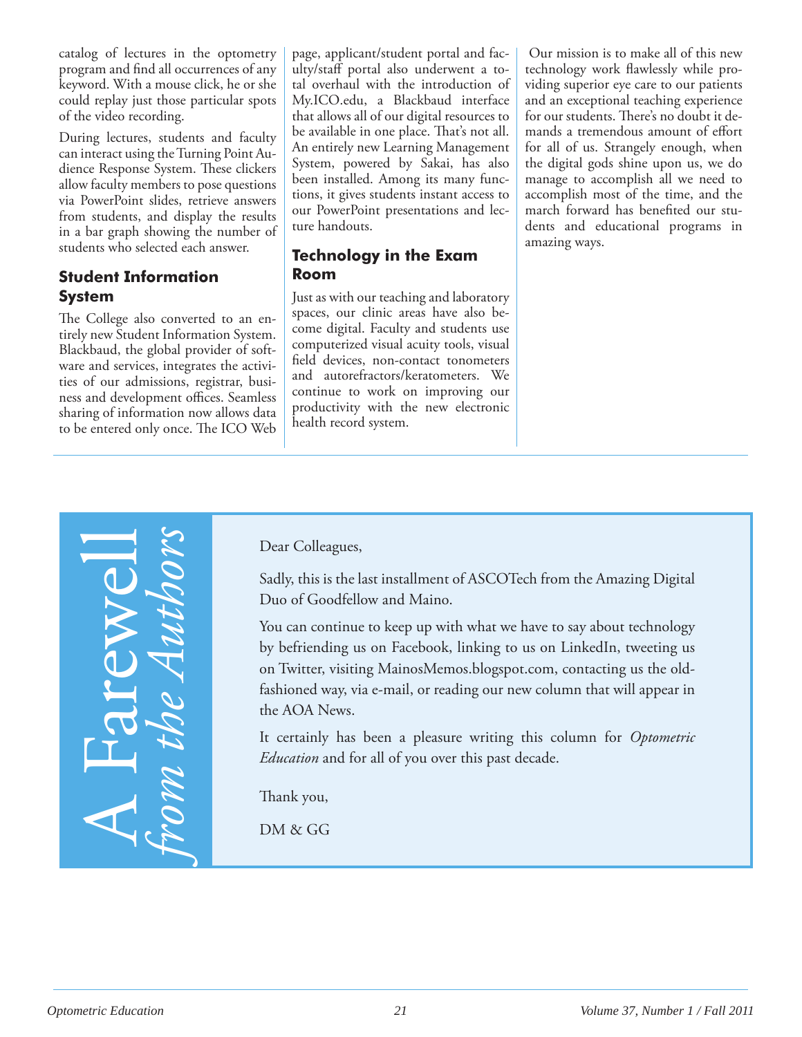catalog of lectures in the optometry program and find all occurrences of any keyword. With a mouse click, he or she could replay just those particular spots of the video recording.

During lectures, students and faculty can interact using the Turning Point Audience Response System. These clickers allow faculty members to pose questions via PowerPoint slides, retrieve answers from students, and display the results in a bar graph showing the number of students who selected each answer.

### Student Information System

The College also converted to an entirely new Student Information System. Blackbaud, the global provider of software and services, integrates the activities of our admissions, registrar, business and development offices. Seamless sharing of information now allows data to be entered only once. The ICO Web page, applicant/student portal and faculty/staff portal also underwent a total overhaul with the introduction of My.ICO.edu, a Blackbaud interface that allows all of our digital resources to be available in one place. That's not all. An entirely new Learning Management System, powered by Sakai, has also been installed. Among its many functions, it gives students instant access to our PowerPoint presentations and lecture handouts.

### Technology in the Exam Room

Just as with our teaching and laboratory spaces, our clinic areas have also become digital. Faculty and students use computerized visual acuity tools, visual field devices, non-contact tonometers and autorefractors/keratometers. We continue to work on improving our productivity with the new electronic health record system.

Our mission is to make all of this new technology work flawlessly while providing superior eye care to our patients and an exceptional teaching experience for our students. There's no doubt it demands a tremendous amount of effort for all of us. Strangely enough, when the digital gods shine upon us, we do manage to accomplish all we need to accomplish most of the time, and the march forward has benefited our students and educational programs in amazing ways.

---

## A Farewell *from the Authors*

Dear Colleagues,

Sadly, this is the last installment of ASCOTech from the Amazing Digital Duo of Goodfellow and Maino.

You can continue to keep up with what we have to say about technology by befriending us on Facebook, linking to us on LinkedIn, tweeting us on Twitter, visiting MainosMemos.blogspot.com, contacting us the old-fashioned way, via e-mail, or reading our new column that will appear in the AOA News.

It certainly has been a pleasure writing this column for *Optometric Education* and for all of you over this past decade.

Thank you,

DM & GG